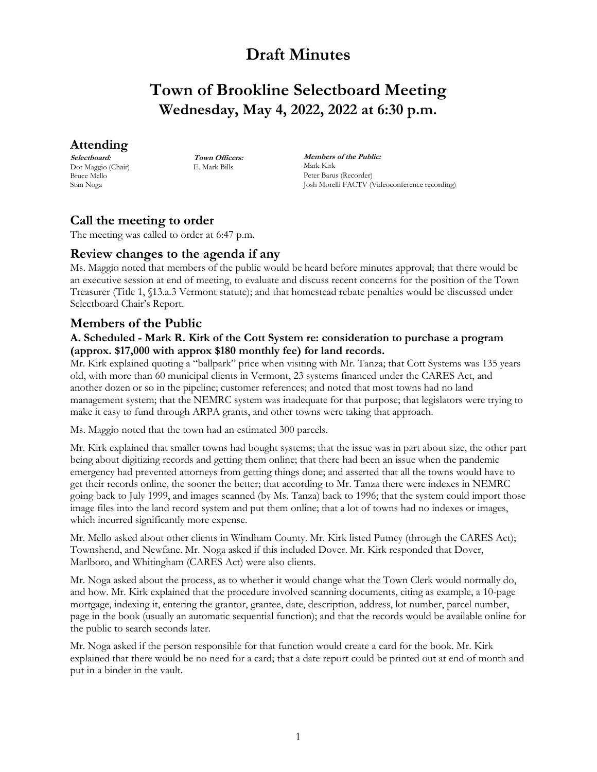# Draft Minutes

# Town of Brookline Selectboard Meeting

## Wednesday, May 4, 2022, 2022 at 6:30 p.m.

## Attending

**Selectboard:**
Dot Maggio (Chair)
Bruce Mello
Stan Noga

**Town Officers:**
E. Mark Bills

**Members of the Public:**
Mark Kirk
Peter Barus (Recorder)
Josh Morelli FACTV (Videoconference recording)

## Call the meeting to order

The meeting was called to order at 6:47 p.m.

## Review changes to the agenda if any

Ms. Maggio noted that members of the public would be heard before minutes approval; that there would be an executive session at end of meeting, to evaluate and discuss recent concerns for the position of the Town Treasurer (Title 1, §13.a.3 Vermont statute); and that homestead rebate penalties would be discussed under Selectboard Chair's Report.

## Members of the Public

### A. Scheduled - Mark R. Kirk of the Cott System re: consideration to purchase a program (approx. $17,000 with approx $180 monthly fee) for land records.

Mr. Kirk explained quoting a "ballpark" price when visiting with Mr. Tanza; that Cott Systems was 135 years old, with more than 60 municipal clients in Vermont, 23 systems financed under the CARES Act, and another dozen or so in the pipeline; customer references; and noted that most towns had no land management system; that the NEMRC system was inadequate for that purpose; that legislators were trying to make it easy to fund through ARPA grants, and other towns were taking that approach.

Ms. Maggio noted that the town had an estimated 300 parcels.

Mr. Kirk explained that smaller towns had bought systems; that the issue was in part about size, the other part being about digitizing records and getting them online; that there had been an issue when the pandemic emergency had prevented attorneys from getting things done; and asserted that all the towns would have to get their records online, the sooner the better; that according to Mr. Tanza there were indexes in NEMRC going back to July 1999, and images scanned (by Ms. Tanza) back to 1996; that the system could import those image files into the land record system and put them online; that a lot of towns had no indexes or images, which incurred significantly more expense.

Mr. Mello asked about other clients in Windham County. Mr. Kirk listed Putney (through the CARES Act); Townshend, and Newfane. Mr. Noga asked if this included Dover. Mr. Kirk responded that Dover, Marlboro, and Whitingham (CARES Act) were also clients.

Mr. Noga asked about the process, as to whether it would change what the Town Clerk would normally do, and how. Mr. Kirk explained that the procedure involved scanning documents, citing as example, a 10-page mortgage, indexing it, entering the grantor, grantee, date, description, address, lot number, parcel number, page in the book (usually an automatic sequential function); and that the records would be available online for the public to search seconds later.

Mr. Noga asked if the person responsible for that function would create a card for the book. Mr. Kirk explained that there would be no need for a card; that a date report could be printed out at end of month and put in a binder in the vault.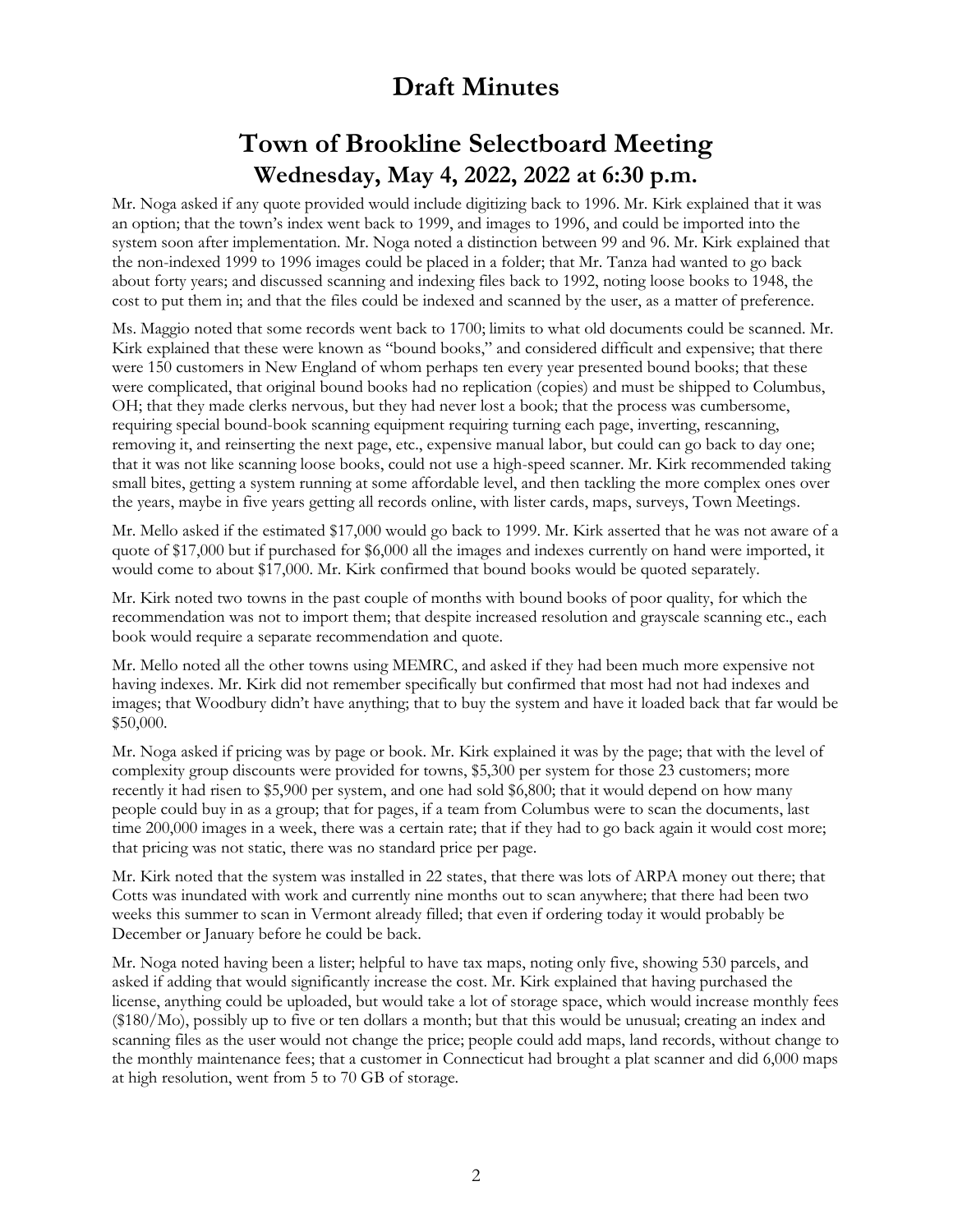# Draft Minutes

## Town of Brookline Selectboard Meeting
### Wednesday, May 4, 2022, 2022 at 6:30 p.m.

Mr. Noga asked if any quote provided would include digitizing back to 1996. Mr. Kirk explained that it was an option; that the town's index went back to 1999, and images to 1996, and could be imported into the system soon after implementation. Mr. Noga noted a distinction between 99 and 96. Mr. Kirk explained that the non-indexed 1999 to 1996 images could be placed in a folder; that Mr. Tanza had wanted to go back about forty years; and discussed scanning and indexing files back to 1992, noting loose books to 1948, the cost to put them in; and that the files could be indexed and scanned by the user, as a matter of preference.

Ms. Maggio noted that some records went back to 1700; limits to what old documents could be scanned. Mr. Kirk explained that these were known as "bound books," and considered difficult and expensive; that there were 150 customers in New England of whom perhaps ten every year presented bound books; that these were complicated, that original bound books had no replication (copies) and must be shipped to Columbus, OH; that they made clerks nervous, but they had never lost a book; that the process was cumbersome, requiring special bound-book scanning equipment requiring turning each page, inverting, rescanning, removing it, and reinserting the next page, etc., expensive manual labor, but could can go back to day one; that it was not like scanning loose books, could not use a high-speed scanner. Mr. Kirk recommended taking small bites, getting a system running at some affordable level, and then tackling the more complex ones over the years, maybe in five years getting all records online, with lister cards, maps, surveys, Town Meetings.

Mr. Mello asked if the estimated $17,000 would go back to 1999. Mr. Kirk asserted that he was not aware of a quote of $17,000 but if purchased for $6,000 all the images and indexes currently on hand were imported, it would come to about $17,000. Mr. Kirk confirmed that bound books would be quoted separately.

Mr. Kirk noted two towns in the past couple of months with bound books of poor quality, for which the recommendation was not to import them; that despite increased resolution and grayscale scanning etc., each book would require a separate recommendation and quote.

Mr. Mello noted all the other towns using MEMRC, and asked if they had been much more expensive not having indexes. Mr. Kirk did not remember specifically but confirmed that most had not had indexes and images; that Woodbury didn't have anything; that to buy the system and have it loaded back that far would be $50,000.

Mr. Noga asked if pricing was by page or book. Mr. Kirk explained it was by the page; that with the level of complexity group discounts were provided for towns, $5,300 per system for those 23 customers; more recently it had risen to $5,900 per system, and one had sold $6,800; that it would depend on how many people could buy in as a group; that for pages, if a team from Columbus were to scan the documents, last time 200,000 images in a week, there was a certain rate; that if they had to go back again it would cost more; that pricing was not static, there was no standard price per page.

Mr. Kirk noted that the system was installed in 22 states, that there was lots of ARPA money out there; that Cotts was inundated with work and currently nine months out to scan anywhere; that there had been two weeks this summer to scan in Vermont already filled; that even if ordering today it would probably be December or January before he could be back.

Mr. Noga noted having been a lister; helpful to have tax maps, noting only five, showing 530 parcels, and asked if adding that would significantly increase the cost. Mr. Kirk explained that having purchased the license, anything could be uploaded, but would take a lot of storage space, which would increase monthly fees ($180/Mo), possibly up to five or ten dollars a month; but that this would be unusual; creating an index and scanning files as the user would not change the price; people could add maps, land records, without change to the monthly maintenance fees; that a customer in Connecticut had brought a plat scanner and did 6,000 maps at high resolution, went from 5 to 70 GB of storage.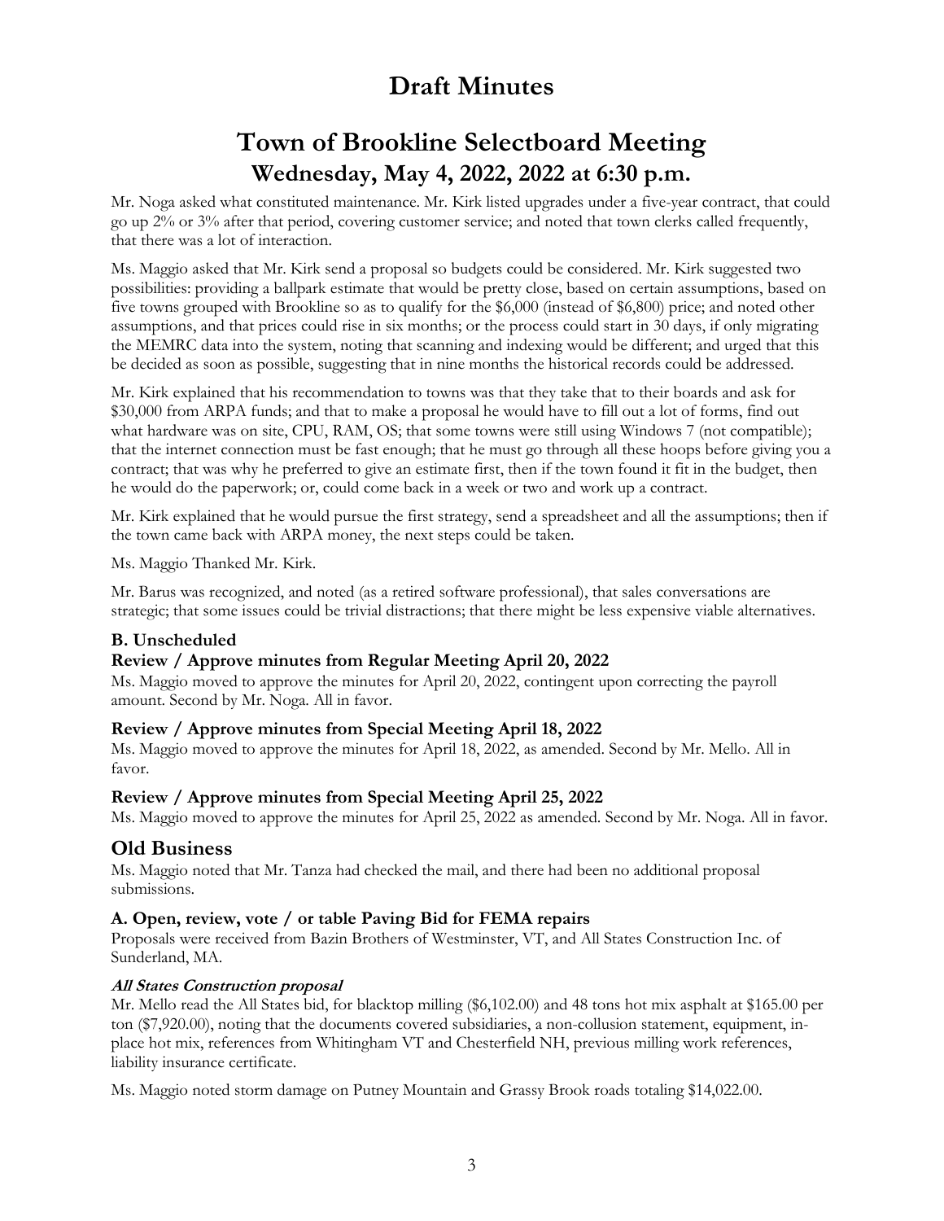# Draft Minutes

# Town of Brookline Selectboard Meeting

## Wednesday, May 4, 2022, 2022 at 6:30 p.m.

Mr. Noga asked what constituted maintenance. Mr. Kirk listed upgrades under a five-year contract, that could go up 2% or 3% after that period, covering customer service; and noted that town clerks called frequently, that there was a lot of interaction.

Ms. Maggio asked that Mr. Kirk send a proposal so budgets could be considered. Mr. Kirk suggested two possibilities: providing a ballpark estimate that would be pretty close, based on certain assumptions, based on five towns grouped with Brookline so as to qualify for the $6,000 (instead of $6,800) price; and noted other assumptions, and that prices could rise in six months; or the process could start in 30 days, if only migrating the MEMRC data into the system, noting that scanning and indexing would be different; and urged that this be decided as soon as possible, suggesting that in nine months the historical records could be addressed.

Mr. Kirk explained that his recommendation to towns was that they take that to their boards and ask for $30,000 from ARPA funds; and that to make a proposal he would have to fill out a lot of forms, find out what hardware was on site, CPU, RAM, OS; that some towns were still using Windows 7 (not compatible); that the internet connection must be fast enough; that he must go through all these hoops before giving you a contract; that was why he preferred to give an estimate first, then if the town found it fit in the budget, then he would do the paperwork; or, could come back in a week or two and work up a contract.

Mr. Kirk explained that he would pursue the first strategy, send a spreadsheet and all the assumptions; then if the town came back with ARPA money, the next steps could be taken.

Ms. Maggio Thanked Mr. Kirk.

Mr. Barus was recognized, and noted (as a retired software professional), that sales conversations are strategic; that some issues could be trivial distractions; that there might be less expensive viable alternatives.

### B. Unscheduled

### Review / Approve minutes from Regular Meeting April 20, 2022

Ms. Maggio moved to approve the minutes for April 20, 2022, contingent upon correcting the payroll amount. Second by Mr. Noga. All in favor.

### Review / Approve minutes from Special Meeting April 18, 2022

Ms. Maggio moved to approve the minutes for April 18, 2022, as amended. Second by Mr. Mello. All in favor.

### Review / Approve minutes from Special Meeting April 25, 2022

Ms. Maggio moved to approve the minutes for April 25, 2022 as amended. Second by Mr. Noga. All in favor.

## Old Business

Ms. Maggio noted that Mr. Tanza had checked the mail, and there had been no additional proposal submissions.

### A. Open, review, vote / or table Paving Bid for FEMA repairs

Proposals were received from Bazin Brothers of Westminster, VT, and All States Construction Inc. of Sunderland, MA.

#### *All States Construction proposal*

Mr. Mello read the All States bid, for blacktop milling ($6,102.00) and 48 tons hot mix asphalt at $165.00 per ton ($7,920.00), noting that the documents covered subsidiaries, a non-collusion statement, equipment, in-place hot mix, references from Whitingham VT and Chesterfield NH, previous milling work references, liability insurance certificate.

Ms. Maggio noted storm damage on Putney Mountain and Grassy Brook roads totaling $14,022.00.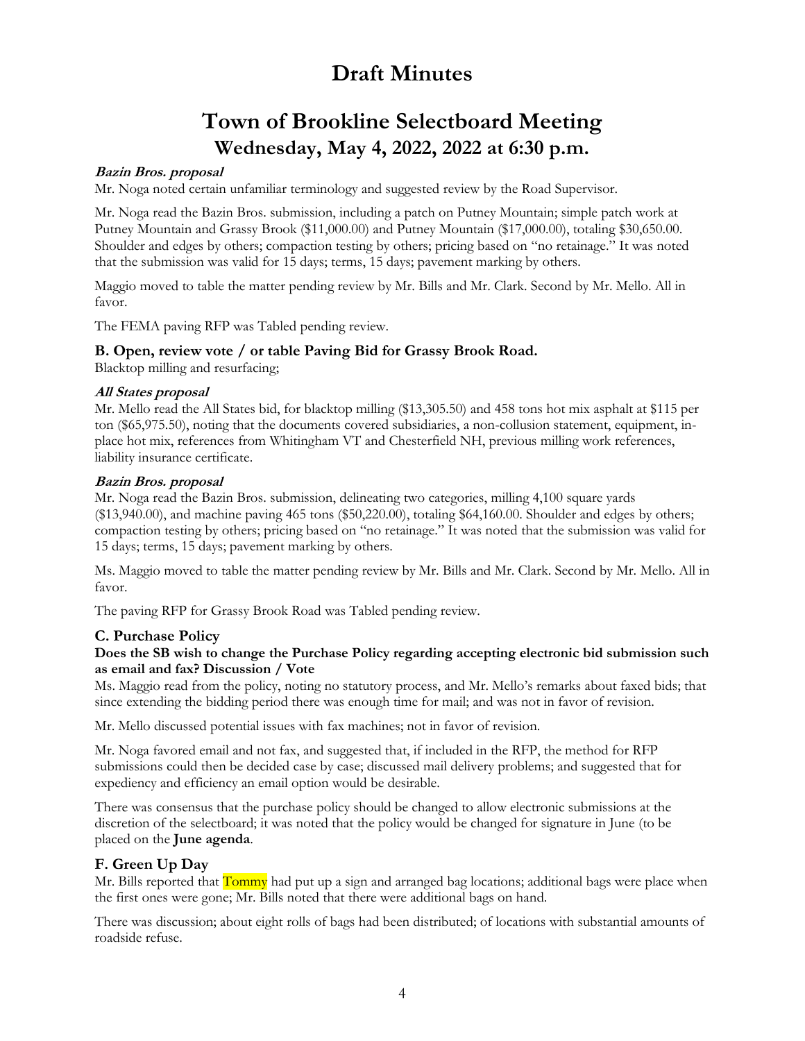# Draft Minutes

# Town of Brookline Selectboard Meeting

## Wednesday, May 4, 2022, 2022 at 6:30 p.m.

***Bazin Bros. proposal***

Mr. Noga noted certain unfamiliar terminology and suggested review by the Road Supervisor.

Mr. Noga read the Bazin Bros. submission, including a patch on Putney Mountain; simple patch work at Putney Mountain and Grassy Brook ($11,000.00) and Putney Mountain ($17,000.00), totaling $30,650.00. Shoulder and edges by others; compaction testing by others; pricing based on "no retainage." It was noted that the submission was valid for 15 days; terms, 15 days; pavement marking by others.

Maggio moved to table the matter pending review by Mr. Bills and Mr. Clark. Second by Mr. Mello. All in favor.

The FEMA paving RFP was Tabled pending review.

### B. Open, review vote / or table Paving Bid for Grassy Brook Road.

Blacktop milling and resurfacing;

***All States proposal***

Mr. Mello read the All States bid, for blacktop milling ($13,305.50) and 458 tons hot mix asphalt at $115 per ton ($65,975.50), noting that the documents covered subsidiaries, a non-collusion statement, equipment, in-place hot mix, references from Whitingham VT and Chesterfield NH, previous milling work references, liability insurance certificate.

***Bazin Bros. proposal***

Mr. Noga read the Bazin Bros. submission, delineating two categories, milling 4,100 square yards ($13,940.00), and machine paving 465 tons ($50,220.00), totaling $64,160.00. Shoulder and edges by others; compaction testing by others; pricing based on "no retainage." It was noted that the submission was valid for 15 days; terms, 15 days; pavement marking by others.

Ms. Maggio moved to table the matter pending review by Mr. Bills and Mr. Clark. Second by Mr. Mello. All in favor.

The paving RFP for Grassy Brook Road was Tabled pending review.

### C. Purchase Policy

**Does the SB wish to change the Purchase Policy regarding accepting electronic bid submission such as email and fax? Discussion / Vote**

Ms. Maggio read from the policy, noting no statutory process, and Mr. Mello's remarks about faxed bids; that since extending the bidding period there was enough time for mail; and was not in favor of revision.

Mr. Mello discussed potential issues with fax machines; not in favor of revision.

Mr. Noga favored email and not fax, and suggested that, if included in the RFP, the method for RFP submissions could then be decided case by case; discussed mail delivery problems; and suggested that for expediency and efficiency an email option would be desirable.

There was consensus that the purchase policy should be changed to allow electronic submissions at the discretion of the selectboard; it was noted that the policy would be changed for signature in June (to be placed on the **June agenda**.

### F. Green Up Day

Mr. Bills reported that Tommy had put up a sign and arranged bag locations; additional bags were place when the first ones were gone; Mr. Bills noted that there were additional bags on hand.

There was discussion; about eight rolls of bags had been distributed; of locations with substantial amounts of roadside refuse.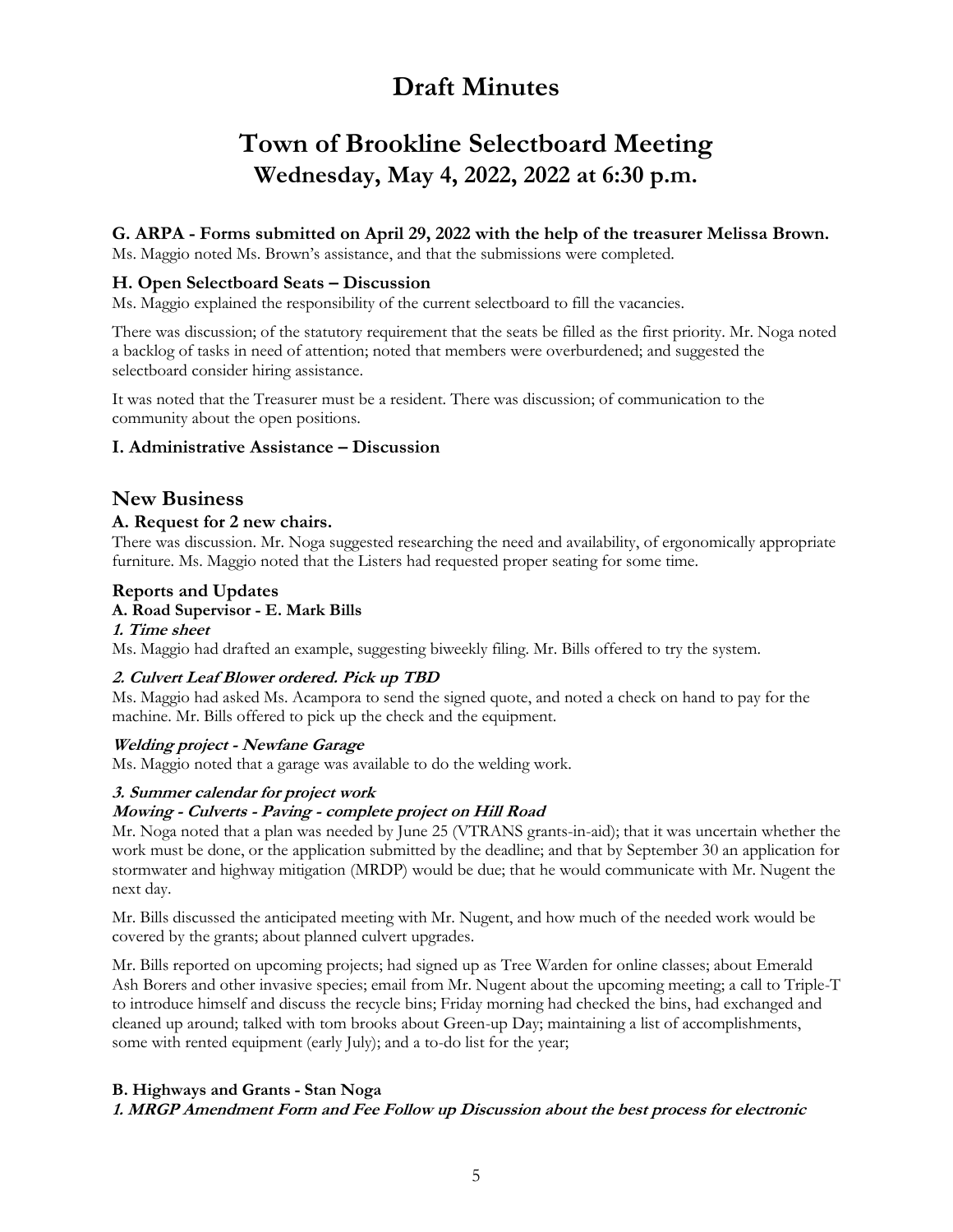# Draft Minutes

# Town of Brookline Selectboard Meeting
## Wednesday, May 4, 2022, 2022 at 6:30 p.m.

**G. ARPA - Forms submitted on April 29, 2022 with the help of the treasurer Melissa Brown.**
Ms. Maggio noted Ms. Brown's assistance, and that the submissions were completed.

**H. Open Selectboard Seats – Discussion**

Ms. Maggio explained the responsibility of the current selectboard to fill the vacancies.

There was discussion; of the statutory requirement that the seats be filled as the first priority. Mr. Noga noted a backlog of tasks in need of attention; noted that members were overburdened; and suggested the selectboard consider hiring assistance.

It was noted that the Treasurer must be a resident. There was discussion; of communication to the community about the open positions.

**I. Administrative Assistance – Discussion**

## New Business

**A. Request for 2 new chairs.**
There was discussion. Mr. Noga suggested researching the need and availability, of ergonomically appropriate furniture. Ms. Maggio noted that the Listers had requested proper seating for some time.

**Reports and Updates**

**A. Road Supervisor - E. Mark Bills**

***1. Time sheet***
Ms. Maggio had drafted an example, suggesting biweekly filing. Mr. Bills offered to try the system.

***2. Culvert Leaf Blower ordered. Pick up TBD***
Ms. Maggio had asked Ms. Acampora to send the signed quote, and noted a check on hand to pay for the machine. Mr. Bills offered to pick up the check and the equipment.

***Welding project - Newfane Garage***
Ms. Maggio noted that a garage was available to do the welding work.

***3. Summer calendar for project work***

***Mowing - Culverts - Paving - complete project on Hill Road***
Mr. Noga noted that a plan was needed by June 25 (VTRANS grants-in-aid); that it was uncertain whether the work must be done, or the application submitted by the deadline; and that by September 30 an application for stormwater and highway mitigation (MRDP) would be due; that he would communicate with Mr. Nugent the next day.

Mr. Bills discussed the anticipated meeting with Mr. Nugent, and how much of the needed work would be covered by the grants; about planned culvert upgrades.

Mr. Bills reported on upcoming projects; had signed up as Tree Warden for online classes; about Emerald Ash Borers and other invasive species; email from Mr. Nugent about the upcoming meeting; a call to Triple-T to introduce himself and discuss the recycle bins; Friday morning had checked the bins, had exchanged and cleaned up around; talked with tom brooks about Green-up Day; maintaining a list of accomplishments, some with rented equipment (early July); and a to-do list for the year;

**B. Highways and Grants - Stan Noga**

***1. MRGP Amendment Form and Fee Follow up Discussion about the best process for electronic***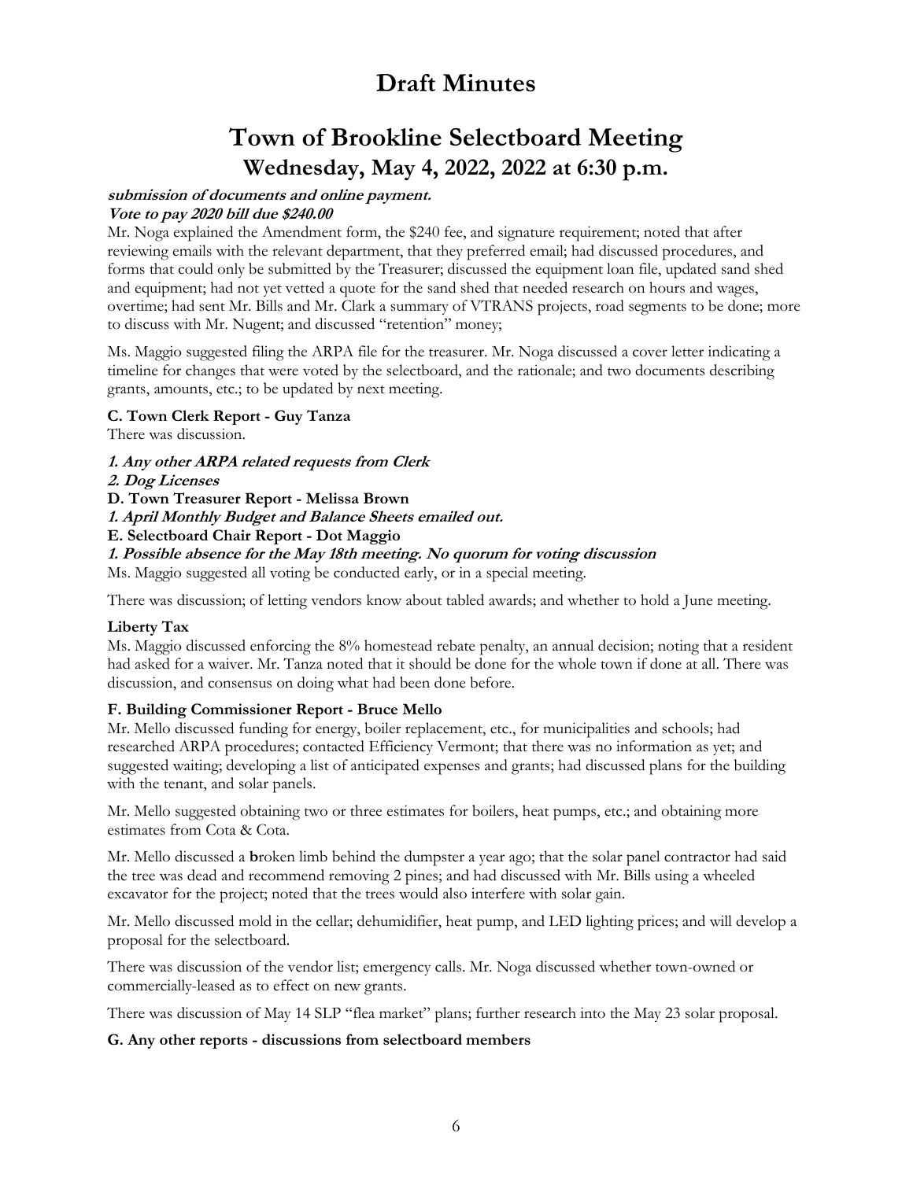# Draft Minutes

# Town of Brookline Selectboard Meeting

## Wednesday, May 4, 2022, 2022 at 6:30 p.m.

***submission of documents and online payment.***
***Vote to pay 2020 bill due $240.00***

Mr. Noga explained the Amendment form, the $240 fee, and signature requirement; noted that after reviewing emails with the relevant department, that they preferred email; had discussed procedures, and forms that could only be submitted by the Treasurer; discussed the equipment loan file, updated sand shed and equipment; had not yet vetted a quote for the sand shed that needed research on hours and wages, overtime; had sent Mr. Bills and Mr. Clark a summary of VTRANS projects, road segments to be done; more to discuss with Mr. Nugent; and discussed "retention" money;

Ms. Maggio suggested filing the ARPA file for the treasurer. Mr. Noga discussed a cover letter indicating a timeline for changes that were voted by the selectboard, and the rationale; and two documents describing grants, amounts, etc.; to be updated by next meeting.

**C. Town Clerk Report - Guy Tanza**

There was discussion.

***1. Any other ARPA related requests from Clerk***
***2. Dog Licenses***

**D. Town Treasurer Report - Melissa Brown**

***1. April Monthly Budget and Balance Sheets emailed out.***

**E. Selectboard Chair Report - Dot Maggio**

***1. Possible absence for the May 18th meeting. No quorum for voting discussion***

Ms. Maggio suggested all voting be conducted early, or in a special meeting.

There was discussion; of letting vendors know about tabled awards; and whether to hold a June meeting.

**Liberty Tax**

Ms. Maggio discussed enforcing the 8% homestead rebate penalty, an annual decision; noting that a resident had asked for a waiver. Mr. Tanza noted that it should be done for the whole town if done at all. There was discussion, and consensus on doing what had been done before.

**F. Building Commissioner Report - Bruce Mello**

Mr. Mello discussed funding for energy, boiler replacement, etc., for municipalities and schools; had researched ARPA procedures; contacted Efficiency Vermont; that there was no information as yet; and suggested waiting; developing a list of anticipated expenses and grants; had discussed plans for the building with the tenant, and solar panels.

Mr. Mello suggested obtaining two or three estimates for boilers, heat pumps, etc.; and obtaining more estimates from Cota & Cota.

Mr. Mello discussed a broken limb behind the dumpster a year ago; that the solar panel contractor had said the tree was dead and recommend removing 2 pines; and had discussed with Mr. Bills using a wheeled excavator for the project; noted that the trees would also interfere with solar gain.

Mr. Mello discussed mold in the cellar; dehumidifier, heat pump, and LED lighting prices; and will develop a proposal for the selectboard.

There was discussion of the vendor list; emergency calls. Mr. Noga discussed whether town-owned or commercially-leased as to effect on new grants.

There was discussion of May 14 SLP "flea market" plans; further research into the May 23 solar proposal.

**G. Any other reports - discussions from selectboard members**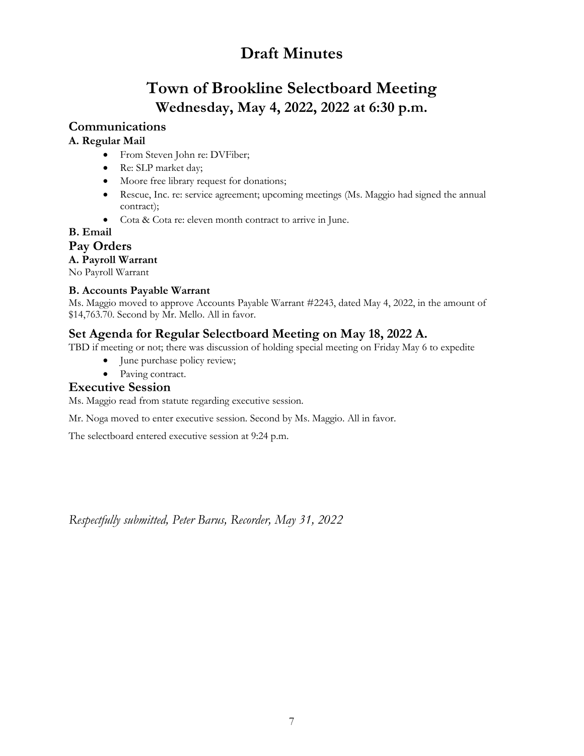# Draft Minutes

# Town of Brookline Selectboard Meeting

## Wednesday, May 4, 2022, 2022 at 6:30 p.m.

## Communications

### A. Regular Mail

- From Steven John re: DVFiber;
- Re: SLP market day;
- Moore free library request for donations;
- Rescue, Inc. re: service agreement; upcoming meetings (Ms. Maggio had signed the annual contract);
- Cota & Cota re: eleven month contract to arrive in June.

### B. Email

## Pay Orders

### A. Payroll Warrant

No Payroll Warrant

### B. Accounts Payable Warrant

Ms. Maggio moved to approve Accounts Payable Warrant #2243, dated May 4, 2022, in the amount of $14,763.70. Second by Mr. Mello. All in favor.

## Set Agenda for Regular Selectboard Meeting on May 18, 2022 A.

TBD if meeting or not; there was discussion of holding special meeting on Friday May 6 to expedite

- June purchase policy review;
- Paving contract.

## Executive Session

Ms. Maggio read from statute regarding executive session.

Mr. Noga moved to enter executive session. Second by Ms. Maggio. All in favor.

The selectboard entered executive session at 9:24 p.m.

*Respectfully submitted, Peter Barus, Recorder, May 31, 2022*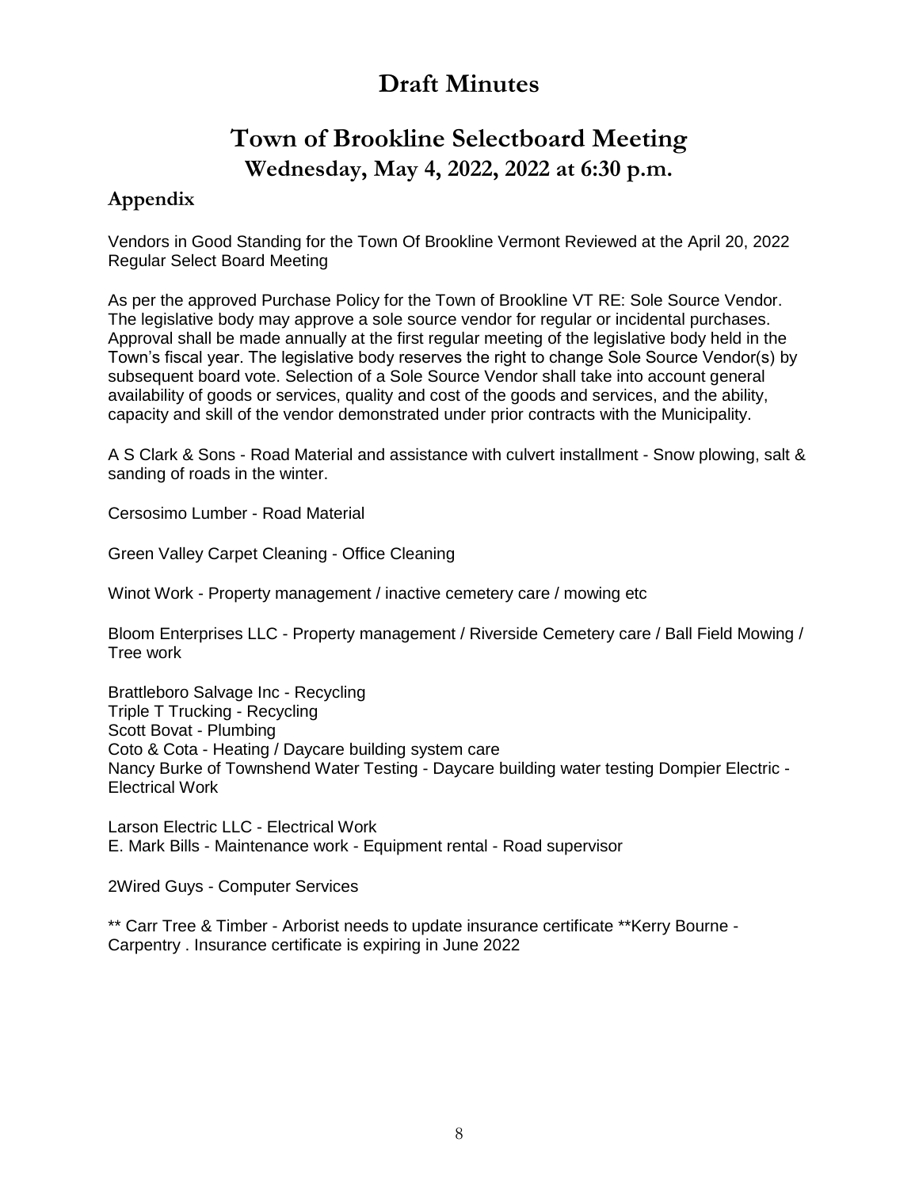# Draft Minutes

# Town of Brookline Selectboard Meeting

## Wednesday, May 4, 2022, 2022 at 6:30 p.m.

### Appendix

Vendors in Good Standing for the Town Of Brookline Vermont Reviewed at the April 20, 2022 Regular Select Board Meeting

As per the approved Purchase Policy for the Town of Brookline VT RE: Sole Source Vendor. The legislative body may approve a sole source vendor for regular or incidental purchases. Approval shall be made annually at the first regular meeting of the legislative body held in the Town's fiscal year. The legislative body reserves the right to change Sole Source Vendor(s) by subsequent board vote. Selection of a Sole Source Vendor shall take into account general availability of goods or services, quality and cost of the goods and services, and the ability, capacity and skill of the vendor demonstrated under prior contracts with the Municipality.

A S Clark & Sons - Road Material and assistance with culvert installment - Snow plowing, salt & sanding of roads in the winter.

Cersosimo Lumber - Road Material

Green Valley Carpet Cleaning - Office Cleaning

Winot Work - Property management / inactive cemetery care / mowing etc

Bloom Enterprises LLC - Property management / Riverside Cemetery care / Ball Field Mowing / Tree work

Brattleboro Salvage Inc - Recycling  
Triple T Trucking - Recycling  
Scott Bovat - Plumbing  
Coto & Cota - Heating / Daycare building system care  
Nancy Burke of Townshend Water Testing - Daycare building water testing Dompier Electric - Electrical Work

Larson Electric LLC - Electrical Work  
E. Mark Bills - Maintenance work - Equipment rental - Road supervisor

2Wired Guys - Computer Services

** Carr Tree & Timber - Arborist needs to update insurance certificate **Kerry Bourne - Carpentry . Insurance certificate is expiring in June 2022